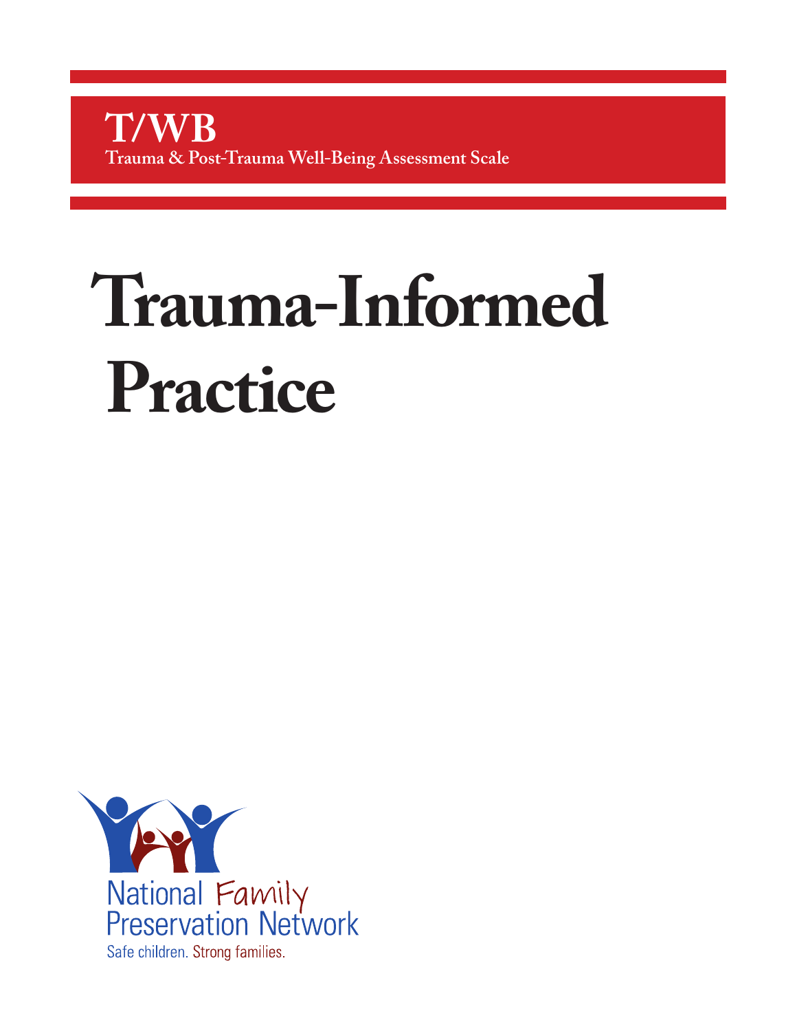**T/WB**

**Trauma & Post-Trauma Well-Being Assessment Scale**

# Trauma-Informed Practice

National Family Preservation Network

Safe children. Strong families.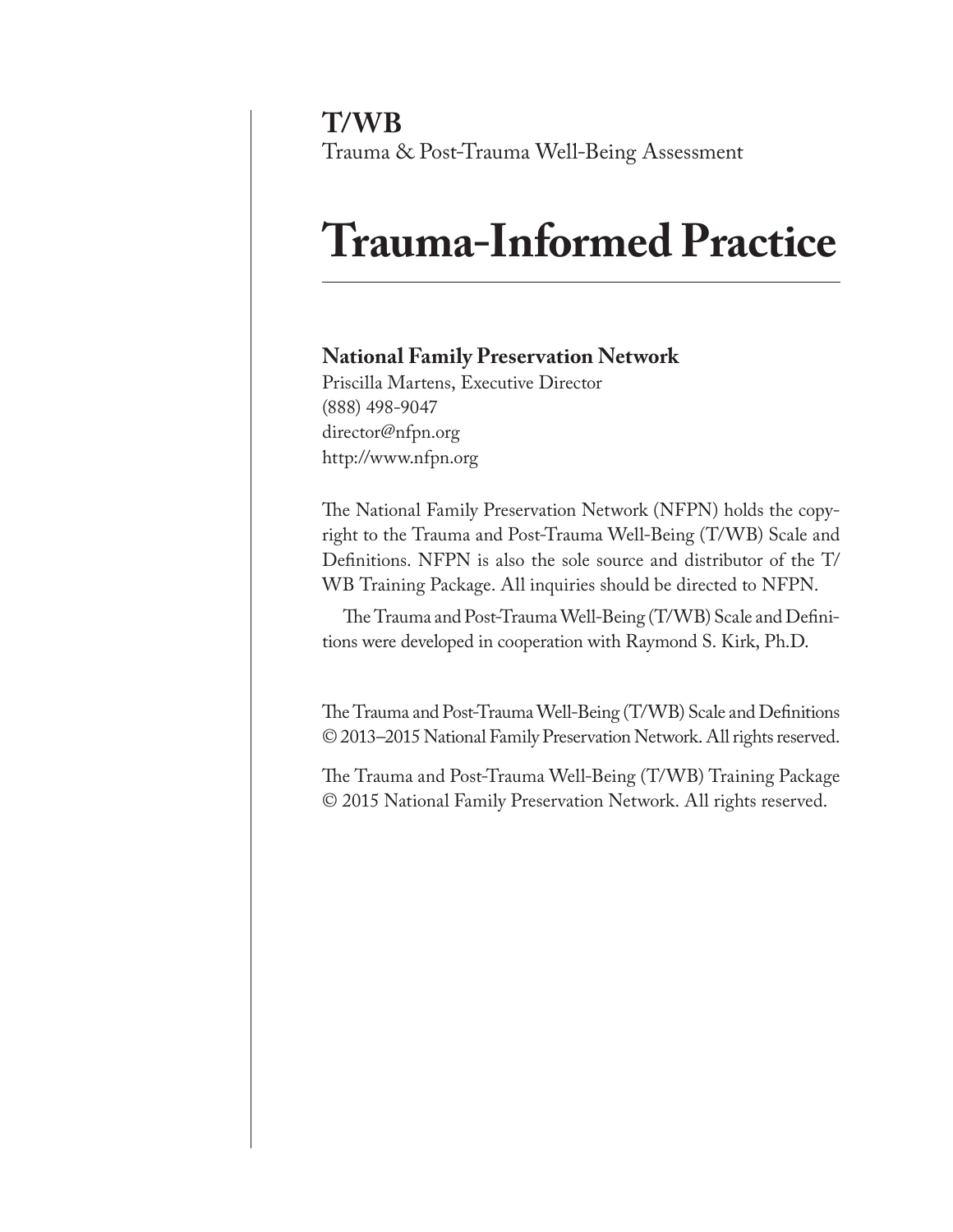**T/WB**
Trauma & Post-Trauma Well-Being Assessment

# Trauma-Informed Practice

**National Family Preservation Network**
Priscilla Martens, Executive Director
(888) 498-9047
director@nfpn.org
http://www.nfpn.org

The National Family Preservation Network (NFPN) holds the copyright to the Trauma and Post-Trauma Well-Being (T/WB) Scale and Definitions. NFPN is also the sole source and distributor of the T/WB Training Package. All inquiries should be directed to NFPN.

The Trauma and Post-Trauma Well-Being (T/WB) Scale and Definitions were developed in cooperation with Raymond S. Kirk, Ph.D.

The Trauma and Post-Trauma Well-Being (T/WB) Scale and Definitions © 2013–2015 National Family Preservation Network. All rights reserved.

The Trauma and Post-Trauma Well-Being (T/WB) Training Package © 2015 National Family Preservation Network. All rights reserved.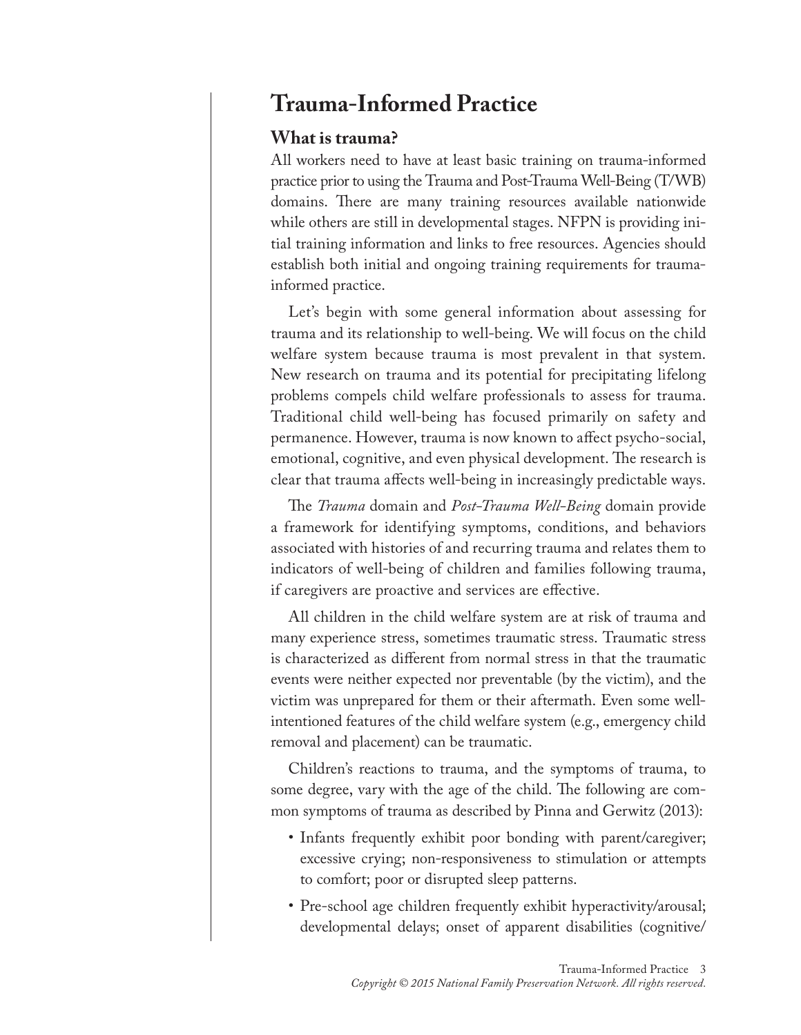# Trauma-Informed Practice

## What is trauma?

All workers need to have at least basic training on trauma-informed practice prior to using the Trauma and Post-Trauma Well-Being (T/WB) domains. There are many training resources available nationwide while others are still in developmental stages. NFPN is providing initial training information and links to free resources. Agencies should establish both initial and ongoing training requirements for trauma-informed practice.

Let's begin with some general information about assessing for trauma and its relationship to well-being. We will focus on the child welfare system because trauma is most prevalent in that system. New research on trauma and its potential for precipitating lifelong problems compels child welfare professionals to assess for trauma. Traditional child well-being has focused primarily on safety and permanence. However, trauma is now known to affect psycho-social, emotional, cognitive, and even physical development. The research is clear that trauma affects well-being in increasingly predictable ways.

The *Trauma* domain and *Post-Trauma Well-Being* domain provide a framework for identifying symptoms, conditions, and behaviors associated with histories of and recurring trauma and relates them to indicators of well-being of children and families following trauma, if caregivers are proactive and services are effective.

All children in the child welfare system are at risk of trauma and many experience stress, sometimes traumatic stress. Traumatic stress is characterized as different from normal stress in that the traumatic events were neither expected nor preventable (by the victim), and the victim was unprepared for them or their aftermath. Even some well-intentioned features of the child welfare system (e.g., emergency child removal and placement) can be traumatic.

Children's reactions to trauma, and the symptoms of trauma, to some degree, vary with the age of the child. The following are common symptoms of trauma as described by Pinna and Gerwitz (2013):

- Infants frequently exhibit poor bonding with parent/caregiver; excessive crying; non-responsiveness to stimulation or attempts to comfort; poor or disrupted sleep patterns.
- Pre-school age children frequently exhibit hyperactivity/arousal; developmental delays; onset of apparent disabilities (cognitive/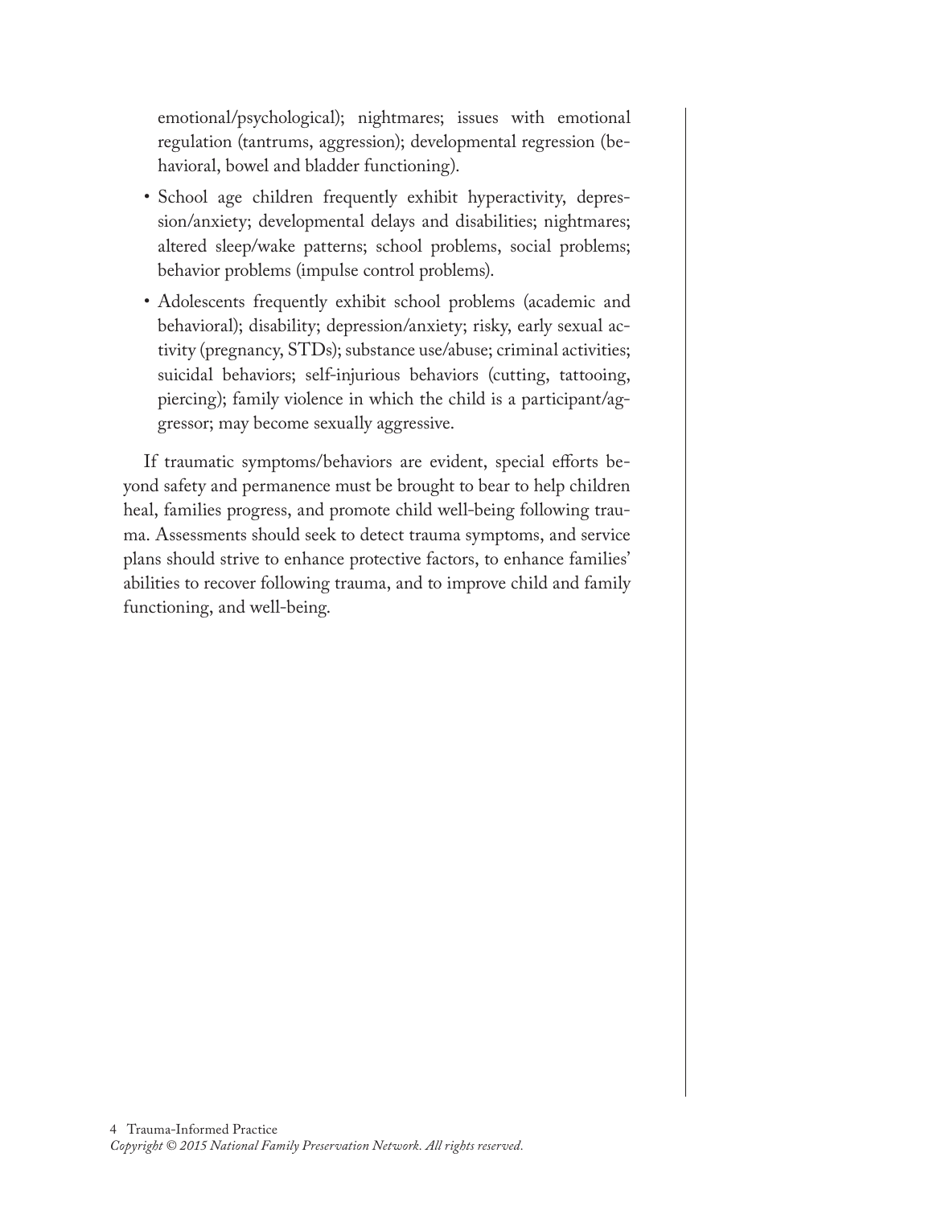emotional/psychological); nightmares; issues with emotional regulation (tantrums, aggression); developmental regression (behavioral, bowel and bladder functioning).

- School age children frequently exhibit hyperactivity, depression/anxiety; developmental delays and disabilities; nightmares; altered sleep/wake patterns; school problems, social problems; behavior problems (impulse control problems).
- Adolescents frequently exhibit school problems (academic and behavioral); disability; depression/anxiety; risky, early sexual activity (pregnancy, STDs); substance use/abuse; criminal activities; suicidal behaviors; self-injurious behaviors (cutting, tattooing, piercing); family violence in which the child is a participant/aggressor; may become sexually aggressive.

If traumatic symptoms/behaviors are evident, special efforts beyond safety and permanence must be brought to bear to help children heal, families progress, and promote child well-being following trauma. Assessments should seek to detect trauma symptoms, and service plans should strive to enhance protective factors, to enhance families' abilities to recover following trauma, and to improve child and family functioning, and well-being.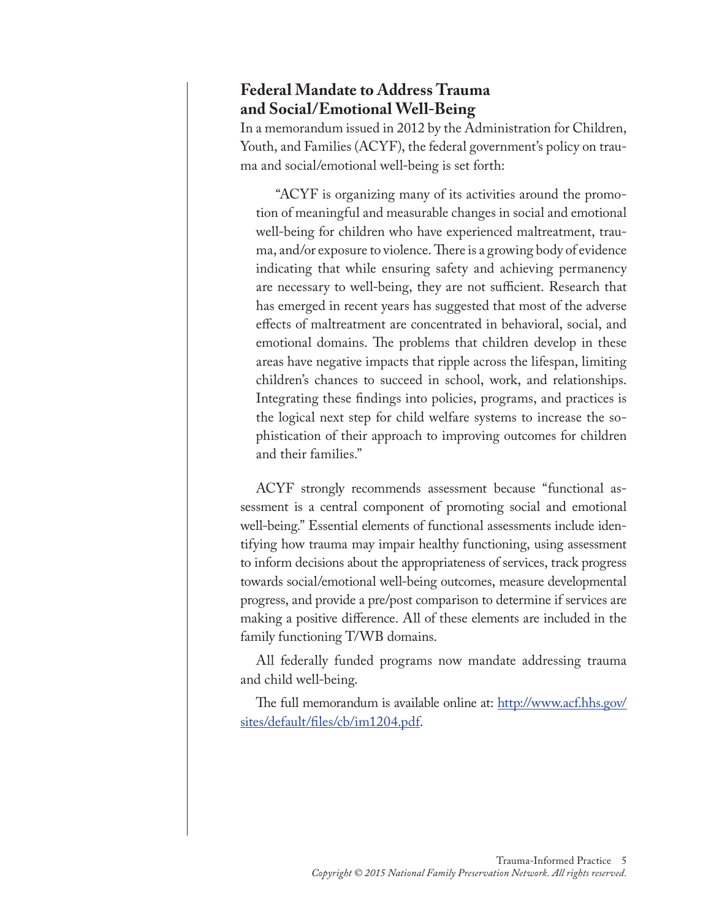## Federal Mandate to Address Trauma and Social/Emotional Well-Being

In a memorandum issued in 2012 by the Administration for Children, Youth, and Families (ACYF), the federal government's policy on trauma and social/emotional well-being is set forth:

> "ACYF is organizing many of its activities around the promotion of meaningful and measurable changes in social and emotional well-being for children who have experienced maltreatment, trauma, and/or exposure to violence. There is a growing body of evidence indicating that while ensuring safety and achieving permanency are necessary to well-being, they are not sufficient. Research that has emerged in recent years has suggested that most of the adverse effects of maltreatment are concentrated in behavioral, social, and emotional domains. The problems that children develop in these areas have negative impacts that ripple across the lifespan, limiting children's chances to succeed in school, work, and relationships. Integrating these findings into policies, programs, and practices is the logical next step for child welfare systems to increase the sophistication of their approach to improving outcomes for children and their families."

ACYF strongly recommends assessment because "functional assessment is a central component of promoting social and emotional well-being." Essential elements of functional assessments include identifying how trauma may impair healthy functioning, using assessment to inform decisions about the appropriateness of services, track progress towards social/emotional well-being outcomes, measure developmental progress, and provide a pre/post comparison to determine if services are making a positive difference. All of these elements are included in the family functioning T/WB domains.

All federally funded programs now mandate addressing trauma and child well-being.

The full memorandum is available online at: [http://www.acf.hhs.gov/sites/default/files/cb/im1204.pdf](http://www.acf.hhs.gov/sites/default/files/cb/im1204.pdf).

*Copyright © 2015 National Family Preservation Network. All rights reserved.*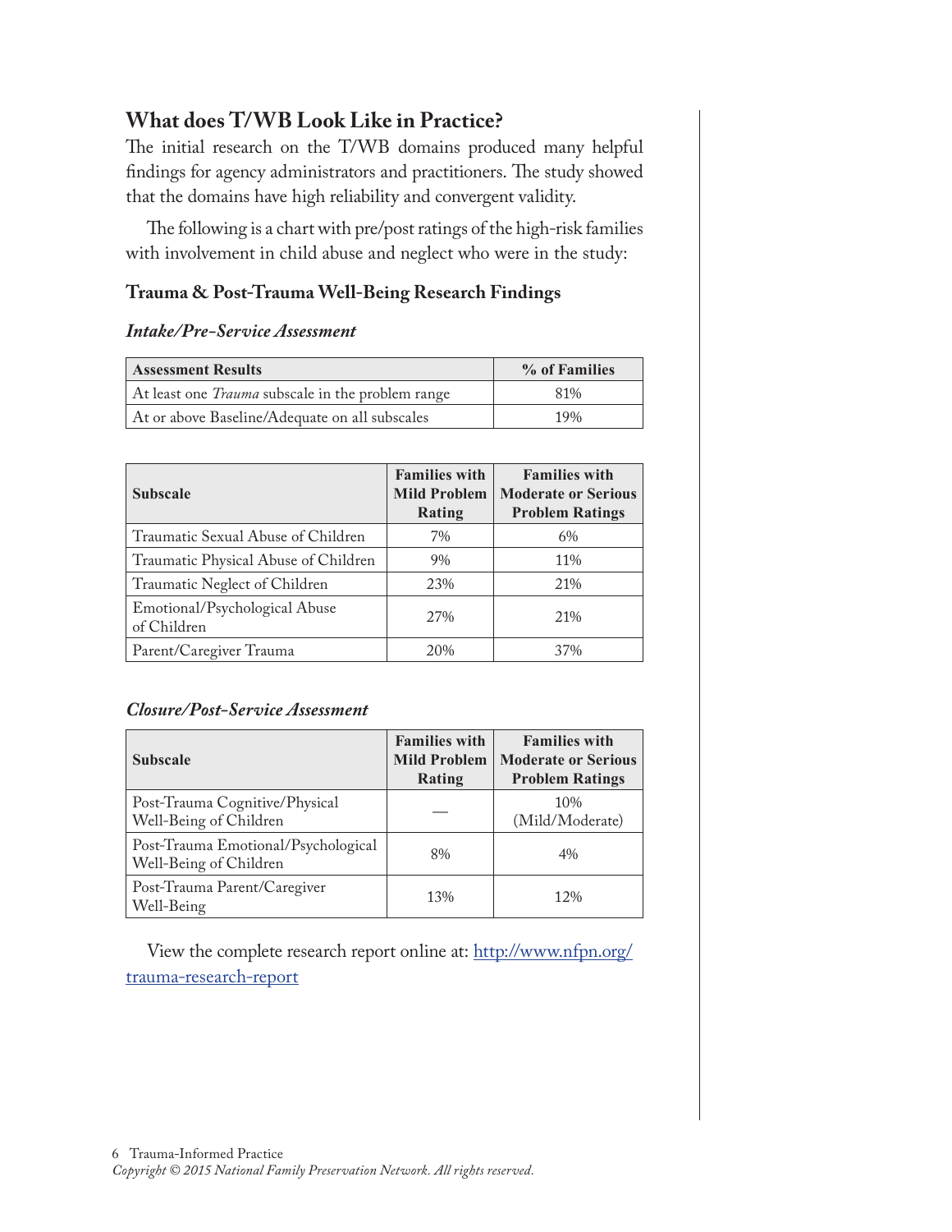## What does T/WB Look Like in Practice?

The initial research on the T/WB domains produced many helpful findings for agency administrators and practitioners. The study showed that the domains have high reliability and convergent validity.

The following is a chart with pre/post ratings of the high-risk families with involvement in child abuse and neglect who were in the study:

### Trauma & Post-Trauma Well-Being Research Findings

#### *Intake/Pre-Service Assessment*

| Assessment Results | % of Families |
|---|---|
| At least one *Trauma* subscale in the problem range | 81% |
| At or above Baseline/Adequate on all subscales | 19% |

| Subscale | Families with Mild Problem Rating | Families with Moderate or Serious Problem Ratings |
|---|---|---|
| Traumatic Sexual Abuse of Children | 7% | 6% |
| Traumatic Physical Abuse of Children | 9% | 11% |
| Traumatic Neglect of Children | 23% | 21% |
| Emotional/Psychological Abuse of Children | 27% | 21% |
| Parent/Caregiver Trauma | 20% | 37% |

#### *Closure/Post-Service Assessment*

| Subscale | Families with Mild Problem Rating | Families with Moderate or Serious Problem Ratings |
|---|---|---|
| Post-Trauma Cognitive/Physical Well-Being of Children | — | 10% (Mild/Moderate) |
| Post-Trauma Emotional/Psychological Well-Being of Children | 8% | 4% |
| Post-Trauma Parent/Caregiver Well-Being | 13% | 12% |

View the complete research report online at: [http://www.nfpn.org/trauma-research-report](http://www.nfpn.org/trauma-research-report)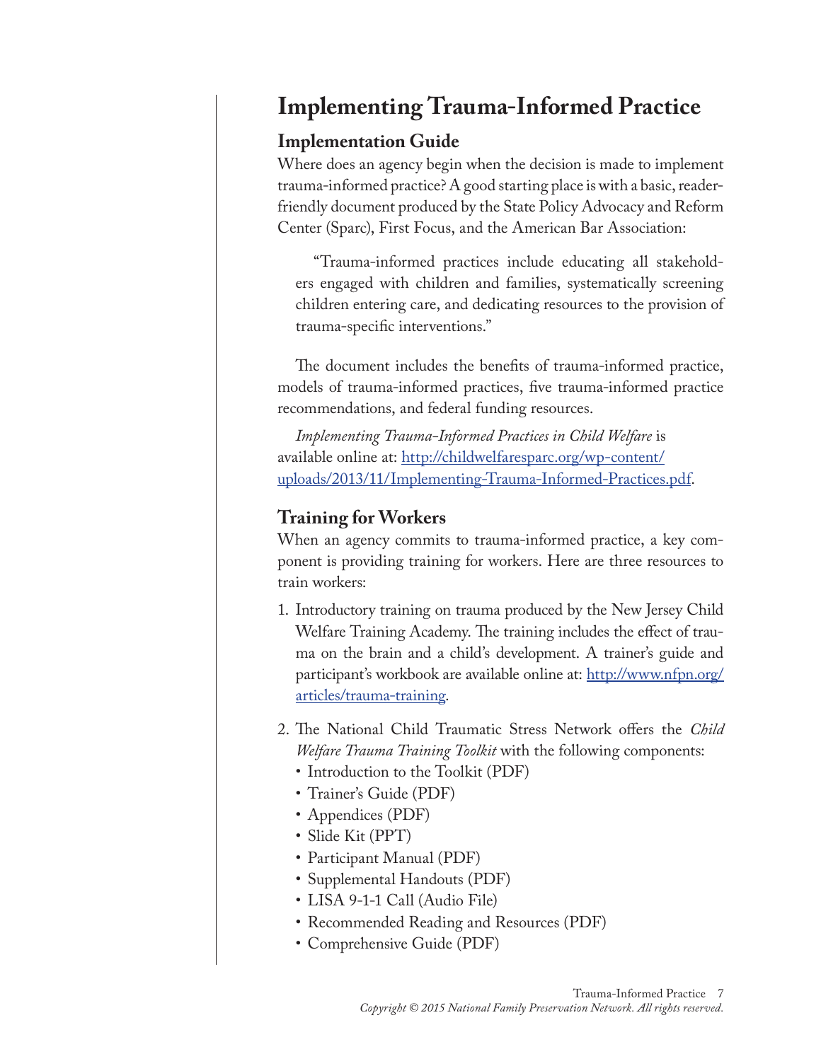# Implementing Trauma-Informed Practice

## Implementation Guide

Where does an agency begin when the decision is made to implement trauma-informed practice? A good starting place is with a basic, reader-friendly document produced by the State Policy Advocacy and Reform Center (Sparc), First Focus, and the American Bar Association:

> "Trauma-informed practices include educating all stakeholders engaged with children and families, systematically screening children entering care, and dedicating resources to the provision of trauma-specific interventions."

The document includes the benefits of trauma-informed practice, models of trauma-informed practices, five trauma-informed practice recommendations, and federal funding resources.

*Implementing Trauma-Informed Practices in Child Welfare* is available online at: [http://childwelfaresparc.org/wp-content/uploads/2013/11/Implementing-Trauma-Informed-Practices.pdf](http://childwelfaresparc.org/wp-content/uploads/2013/11/Implementing-Trauma-Informed-Practices.pdf).

## Training for Workers

When an agency commits to trauma-informed practice, a key component is providing training for workers. Here are three resources to train workers:

1. Introductory training on trauma produced by the New Jersey Child Welfare Training Academy. The training includes the effect of trauma on the brain and a child's development. A trainer's guide and participant's workbook are available online at: [http://www.nfpn.org/articles/trauma-training](http://www.nfpn.org/articles/trauma-training).
2. The National Child Traumatic Stress Network offers the *Child Welfare Trauma Training Toolkit* with the following components:
   - Introduction to the Toolkit (PDF)
   - Trainer's Guide (PDF)
   - Appendices (PDF)
   - Slide Kit (PPT)
   - Participant Manual (PDF)
   - Supplemental Handouts (PDF)
   - LISA 9-1-1 Call (Audio File)
   - Recommended Reading and Resources (PDF)
   - Comprehensive Guide (PDF)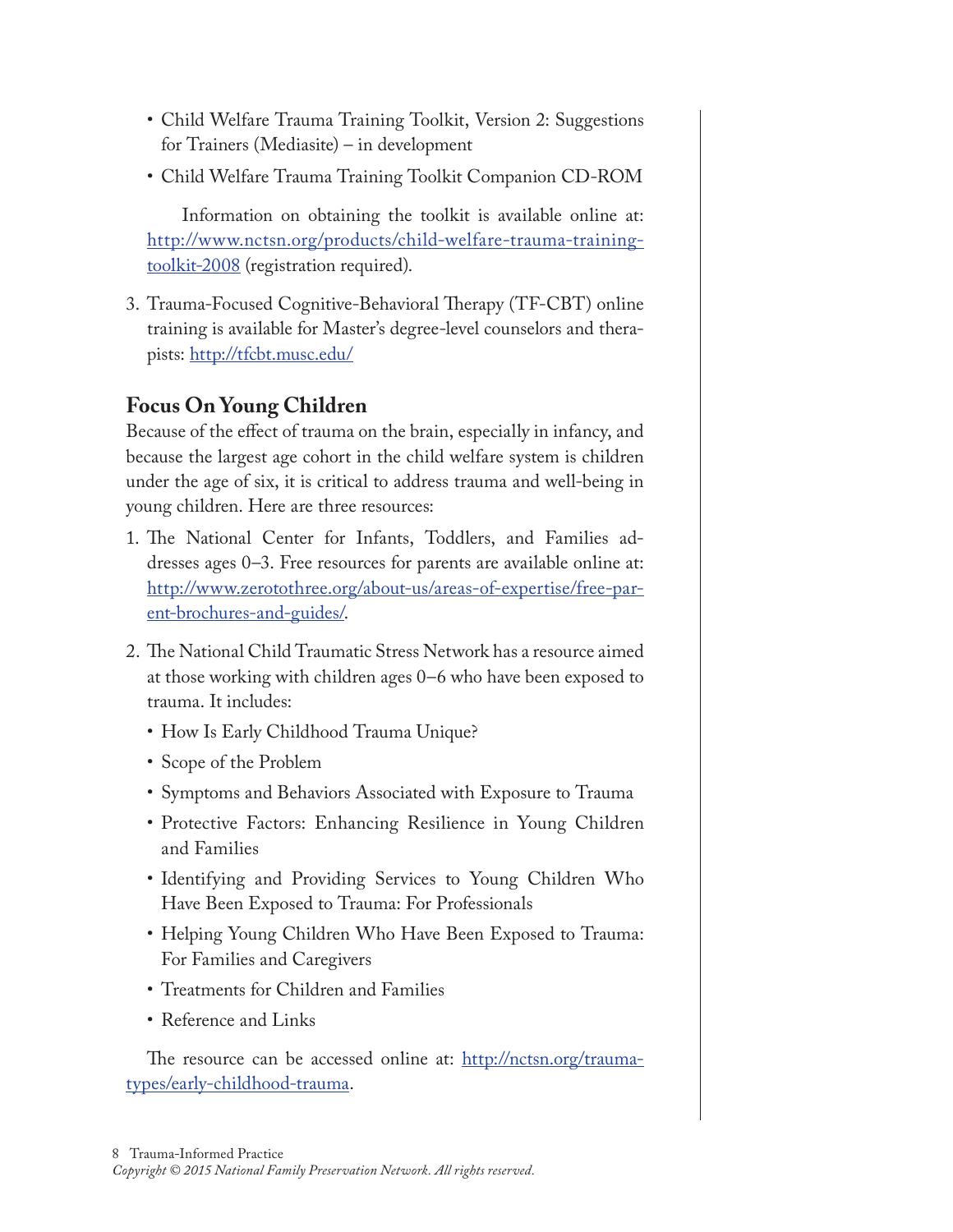- Child Welfare Trauma Training Toolkit, Version 2: Suggestions for Trainers (Mediasite) – in development
- Child Welfare Trauma Training Toolkit Companion CD-ROM

Information on obtaining the toolkit is available online at: http://www.nctsn.org/products/child-welfare-trauma-training-toolkit-2008 (registration required).

3. Trauma-Focused Cognitive-Behavioral Therapy (TF-CBT) online training is available for Master's degree-level counselors and therapists: http://tfcbt.musc.edu/

## Focus On Young Children

Because of the effect of trauma on the brain, especially in infancy, and because the largest age cohort in the child welfare system is children under the age of six, it is critical to address trauma and well-being in young children. Here are three resources:

1. The National Center for Infants, Toddlers, and Families addresses ages 0–3. Free resources for parents are available online at: http://www.zerotothree.org/about-us/areas-of-expertise/free-parent-brochures-and-guides/.
2. The National Child Traumatic Stress Network has a resource aimed at those working with children ages 0–6 who have been exposed to trauma. It includes:
   - How Is Early Childhood Trauma Unique?
   - Scope of the Problem
   - Symptoms and Behaviors Associated with Exposure to Trauma
   - Protective Factors: Enhancing Resilience in Young Children and Families
   - Identifying and Providing Services to Young Children Who Have Been Exposed to Trauma: For Professionals
   - Helping Young Children Who Have Been Exposed to Trauma: For Families and Caregivers
   - Treatments for Children and Families
   - Reference and Links

   The resource can be accessed online at: http://nctsn.org/trauma-types/early-childhood-trauma.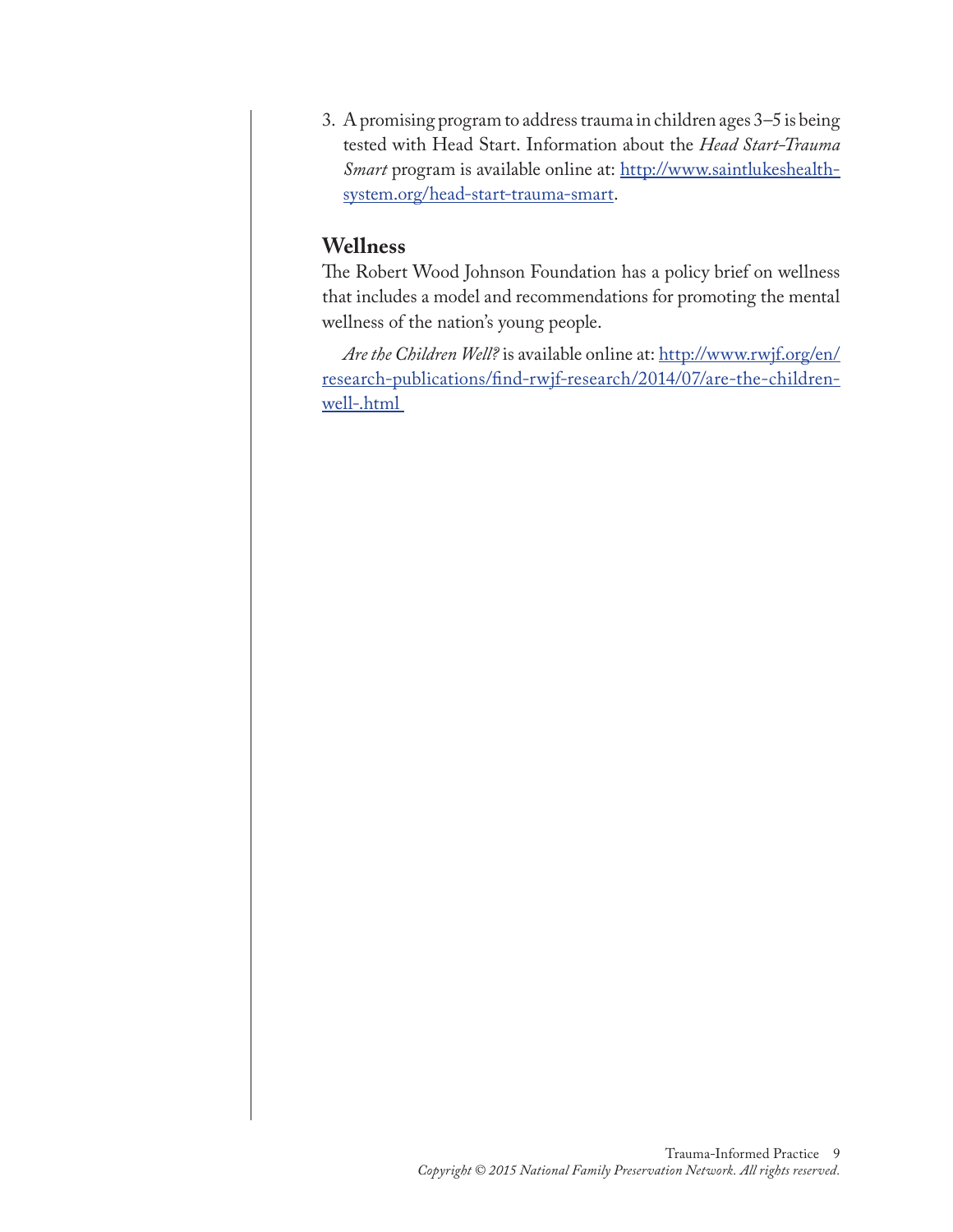3. A promising program to address trauma in children ages 3–5 is being tested with Head Start. Information about the *Head Start-Trauma Smart* program is available online at: [http://www.saintlukeshealth-system.org/head-start-trauma-smart](http://www.saintlukeshealthsystem.org/head-start-trauma-smart).

## Wellness

The Robert Wood Johnson Foundation has a policy brief on wellness that includes a model and recommendations for promoting the mental wellness of the nation's young people.

*Are the Children Well?* is available online at: [http://www.rwjf.org/en/research-publications/find-rwjf-research/2014/07/are-the-children-well-.html](http://www.rwjf.org/en/research-publications/find-rwjf-research/2014/07/are-the-children-well-.html)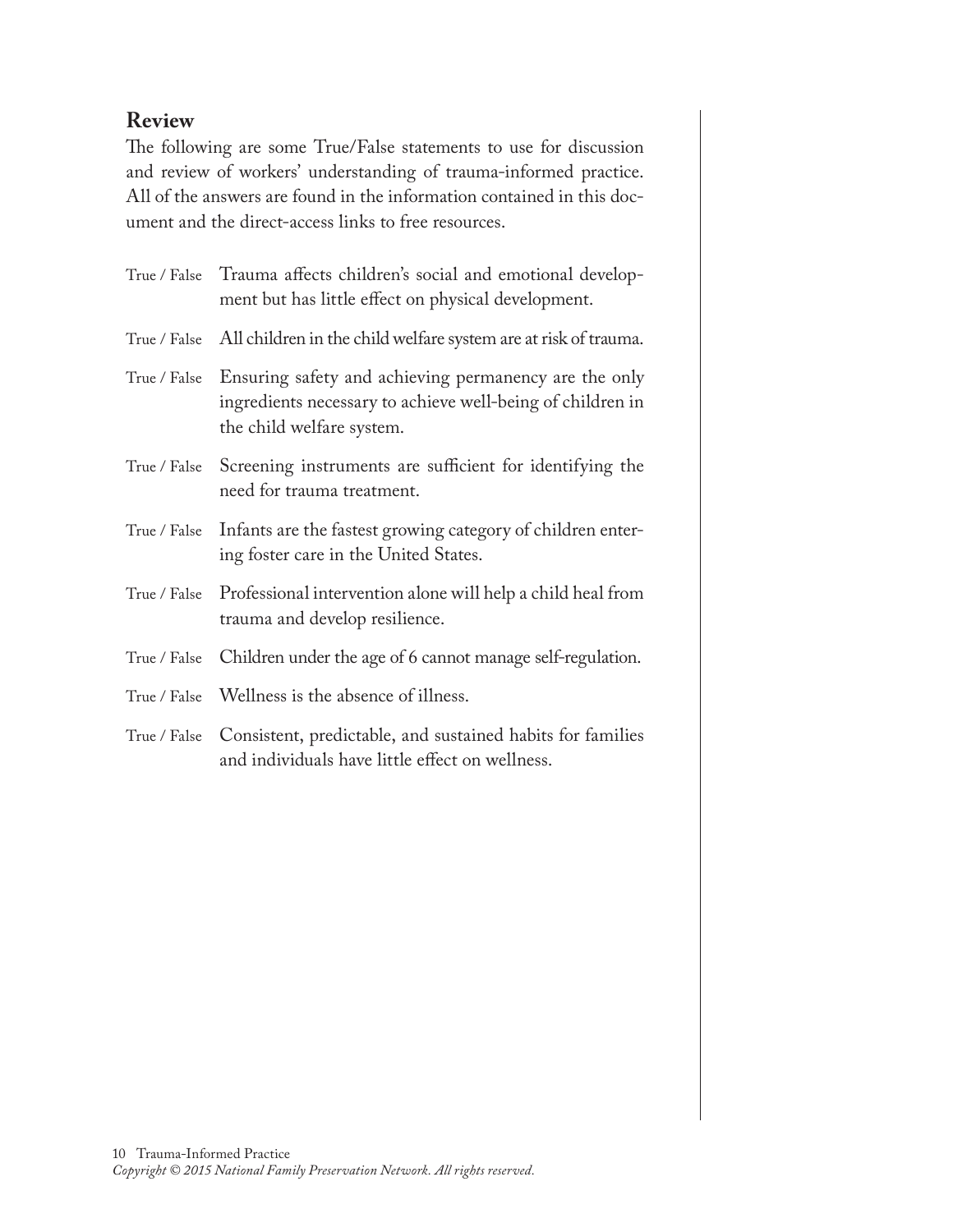## Review

The following are some True/False statements to use for discussion and review of workers' understanding of trauma-informed practice. All of the answers are found in the information contained in this document and the direct-access links to free resources.

True / False Trauma affects children's social and emotional development but has little effect on physical development.

True / False All children in the child welfare system are at risk of trauma.

True / False Ensuring safety and achieving permanency are the only ingredients necessary to achieve well-being of children in the child welfare system.

True / False Screening instruments are sufficient for identifying the need for trauma treatment.

True / False Infants are the fastest growing category of children entering foster care in the United States.

True / False Professional intervention alone will help a child heal from trauma and develop resilience.

True / False Children under the age of 6 cannot manage self-regulation.

True / False Wellness is the absence of illness.

True / False Consistent, predictable, and sustained habits for families and individuals have little effect on wellness.

*Copyright © 2015 National Family Preservation Network. All rights reserved.*